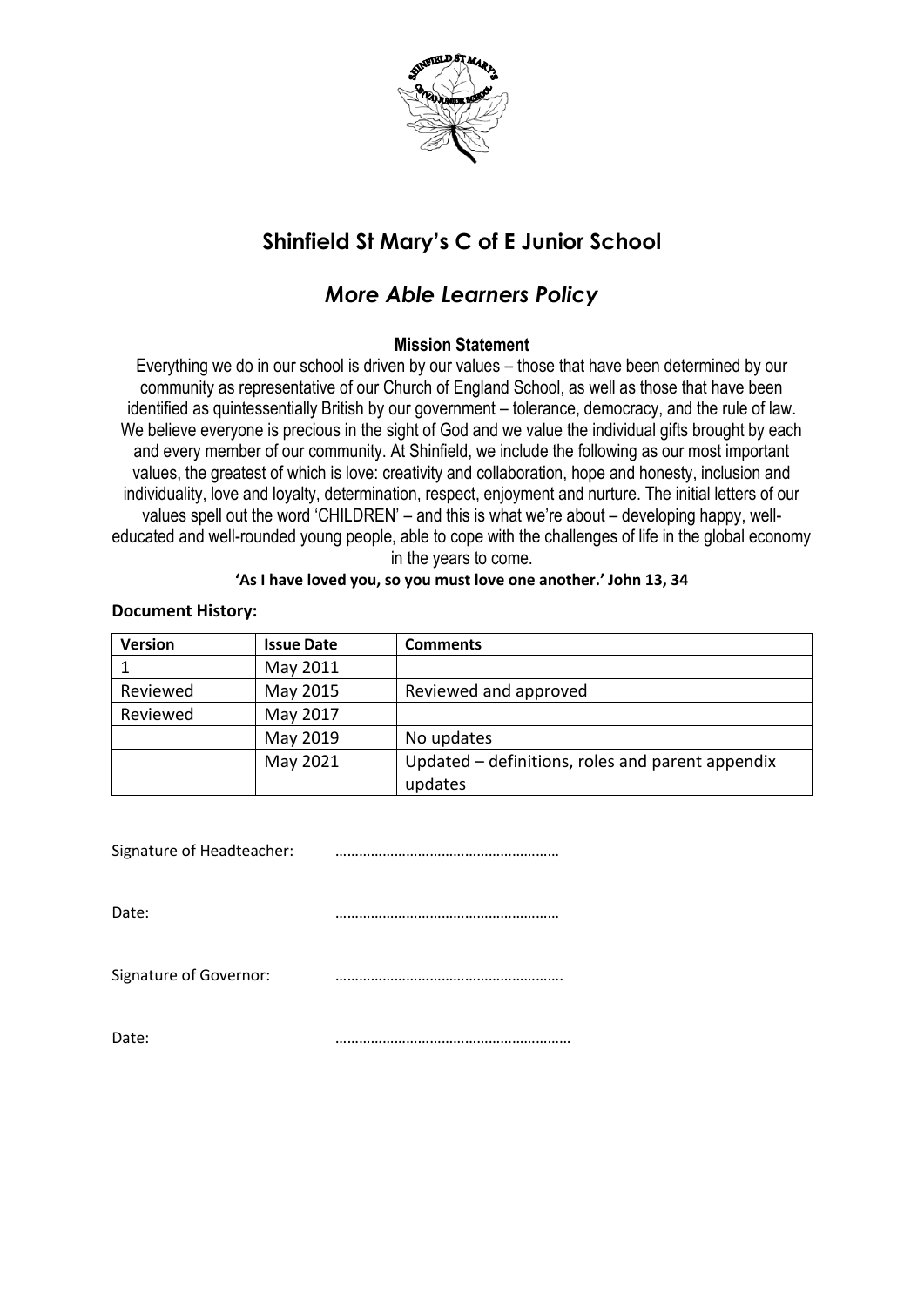# Shinfield St Mary's C of E Junior School

## *More Able Learners Policy*

### Mission Statement

Everything we do in our school is driven by our values – those that have been determined by our community as representative of our Church of England School, as well as those that have been identified as quintessentially British by our government – tolerance, democracy, and the rule of law. We believe everyone is precious in the sight of God and we value the individual gifts brought by each and every member of our community. At Shinfield, we include the following as our most important values, the greatest of which is love: creativity and collaboration, hope and honesty, inclusion and individuality, love and loyalty, determination, respect, enjoyment and nurture. The initial letters of our values spell out the word 'CHILDREN' – and this is what we're about – developing happy, well-educated and well-rounded young people, able to cope with the challenges of life in the global economy in the years to come.

**'As I have loved you, so you must love one another.' John 13, 34**

**Document History:**

| Version | Issue Date | Comments |
|---|---|---|
| 1 | May 2011 | |
| Reviewed | May 2015 | Reviewed and approved |
| Reviewed | May 2017 | |
| | May 2019 | No updates |
| | May 2021 | Updated – definitions, roles and parent appendix updates |

Signature of Headteacher: ………………………………………………

Date: ………………………………………………

Signature of Governor: ……………………………………………….

Date: ……………………………………………………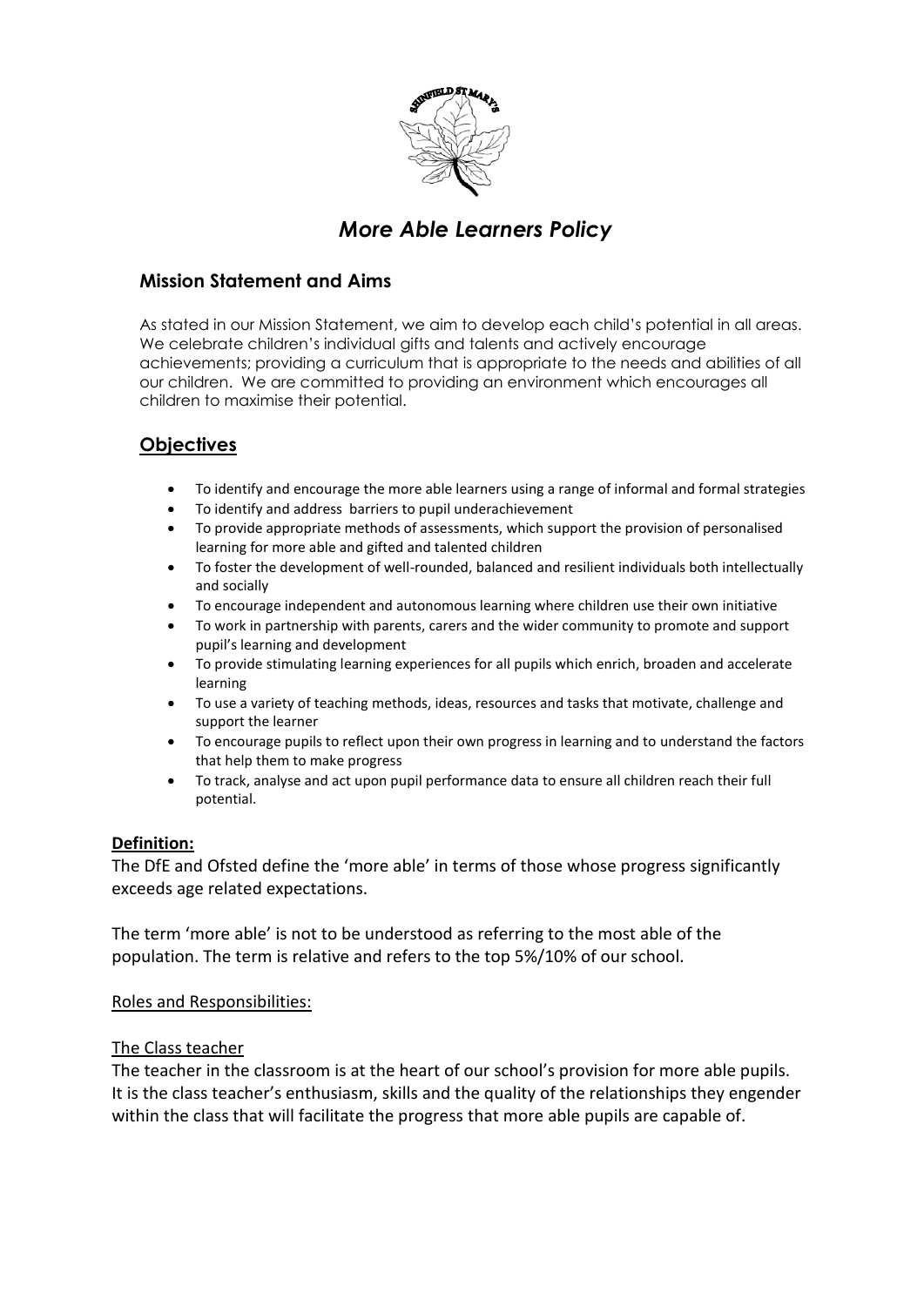# *More Able Learners Policy*

## Mission Statement and Aims

As stated in our Mission Statement, we aim to develop each child's potential in all areas. We celebrate children's individual gifts and talents and actively encourage achievements; providing a curriculum that is appropriate to the needs and abilities of all our children. We are committed to providing an environment which encourages all children to maximise their potential.

## Objectives

- To identify and encourage the more able learners using a range of informal and formal strategies
- To identify and address barriers to pupil underachievement
- To provide appropriate methods of assessments, which support the provision of personalised learning for more able and gifted and talented children
- To foster the development of well-rounded, balanced and resilient individuals both intellectually and socially
- To encourage independent and autonomous learning where children use their own initiative
- To work in partnership with parents, carers and the wider community to promote and support pupil's learning and development
- To provide stimulating learning experiences for all pupils which enrich, broaden and accelerate learning
- To use a variety of teaching methods, ideas, resources and tasks that motivate, challenge and support the learner
- To encourage pupils to reflect upon their own progress in learning and to understand the factors that help them to make progress
- To track, analyse and act upon pupil performance data to ensure all children reach their full potential.

**Definition:**

The DfE and Ofsted define the 'more able' in terms of those whose progress significantly exceeds age related expectations.

The term 'more able' is not to be understood as referring to the most able of the population. The term is relative and refers to the top 5%/10% of our school.

Roles and Responsibilities:

The Class teacher

The teacher in the classroom is at the heart of our school's provision for more able pupils. It is the class teacher's enthusiasm, skills and the quality of the relationships they engender within the class that will facilitate the progress that more able pupils are capable of.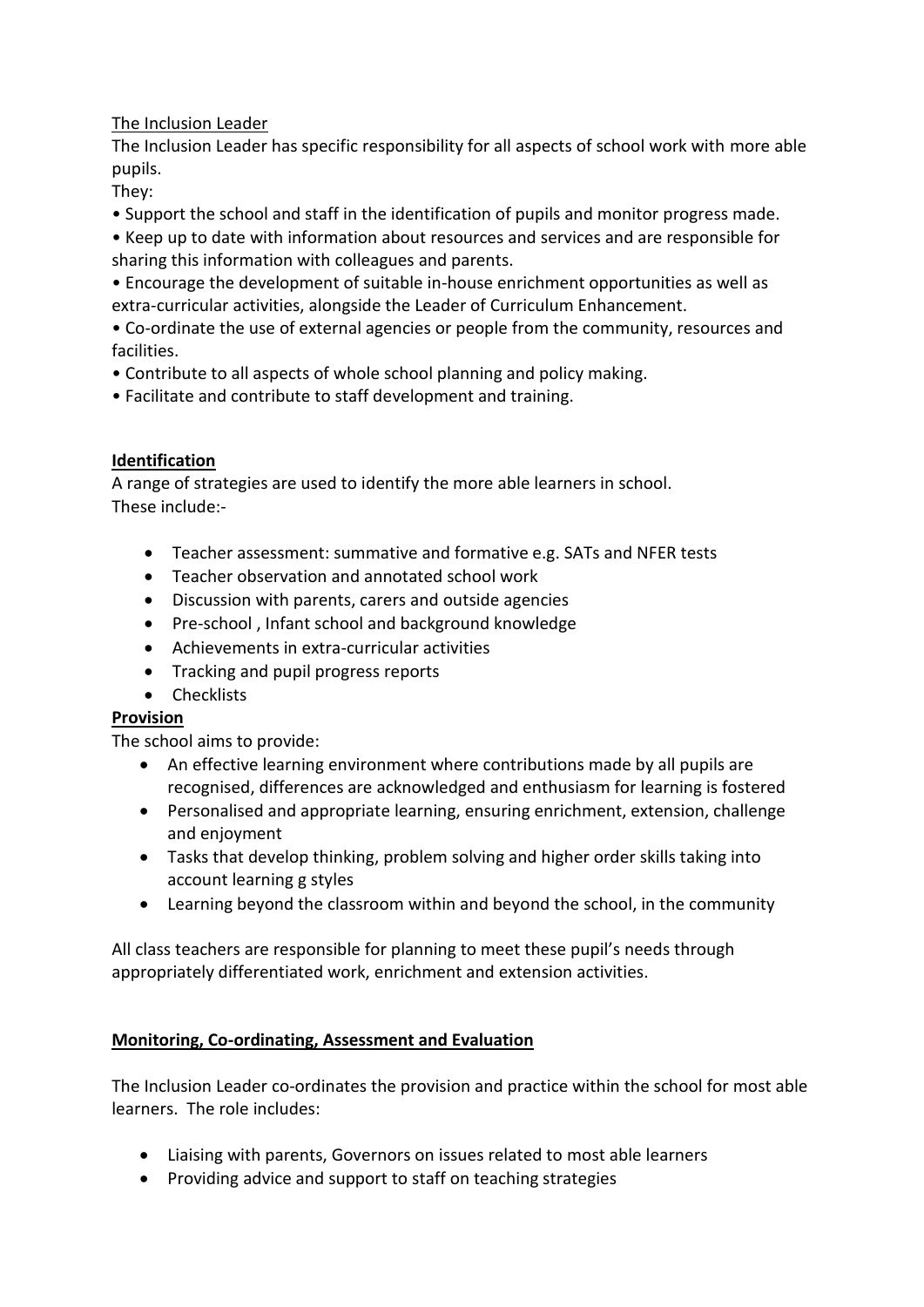The Inclusion Leader

The Inclusion Leader has specific responsibility for all aspects of school work with more able pupils.

They:

- Support the school and staff in the identification of pupils and monitor progress made.
- Keep up to date with information about resources and services and are responsible for sharing this information with colleagues and parents.
- Encourage the development of suitable in-house enrichment opportunities as well as extra-curricular activities, alongside the Leader of Curriculum Enhancement.
- Co-ordinate the use of external agencies or people from the community, resources and facilities.
- Contribute to all aspects of whole school planning and policy making.
- Facilitate and contribute to staff development and training.

## Identification

A range of strategies are used to identify the more able learners in school.
These include:-

- Teacher assessment: summative and formative e.g. SATs and NFER tests
- Teacher observation and annotated school work
- Discussion with parents, carers and outside agencies
- Pre-school , Infant school and background knowledge
- Achievements in extra-curricular activities
- Tracking and pupil progress reports
- Checklists

## Provision

The school aims to provide:

- An effective learning environment where contributions made by all pupils are recognised, differences are acknowledged and enthusiasm for learning is fostered
- Personalised and appropriate learning, ensuring enrichment, extension, challenge and enjoyment
- Tasks that develop thinking, problem solving and higher order skills taking into account learning g styles
- Learning beyond the classroom within and beyond the school, in the community

All class teachers are responsible for planning to meet these pupil's needs through appropriately differentiated work, enrichment and extension activities.

## Monitoring, Co-ordinating, Assessment and Evaluation

The Inclusion Leader co-ordinates the provision and practice within the school for most able learners. The role includes:

- Liaising with parents, Governors on issues related to most able learners
- Providing advice and support to staff on teaching strategies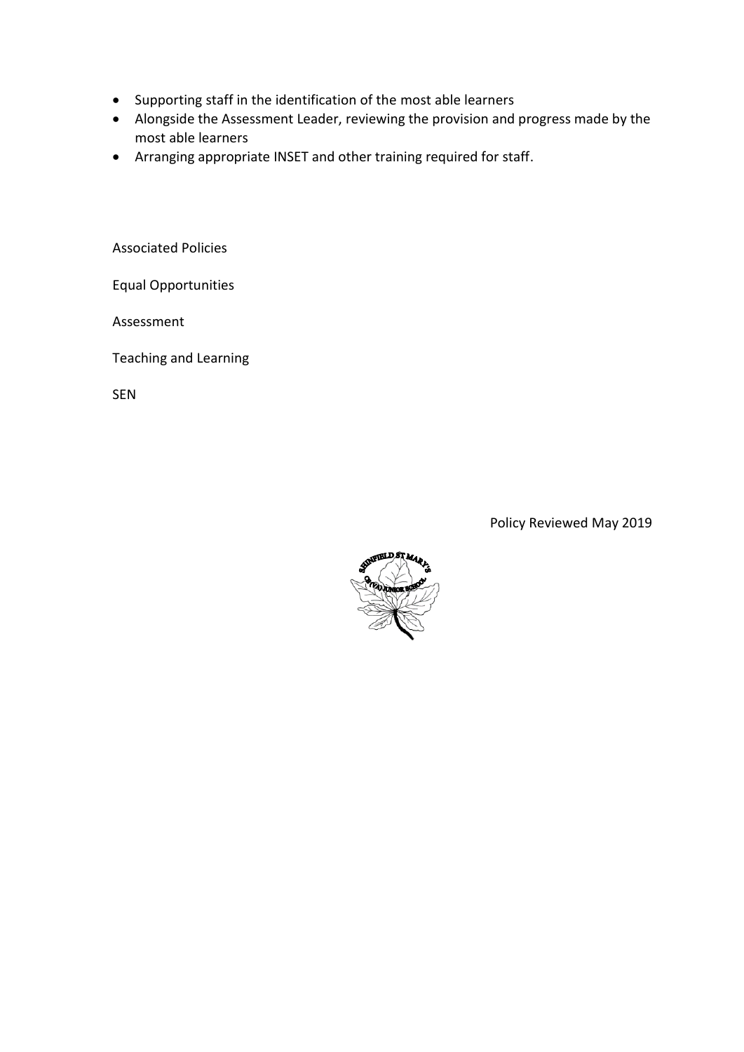- Supporting staff in the identification of the most able learners
- Alongside the Assessment Leader, reviewing the provision and progress made by the most able learners
- Arranging appropriate INSET and other training required for staff.

Associated Policies

Equal Opportunities

Assessment

Teaching and Learning

SEN

Policy Reviewed May 2019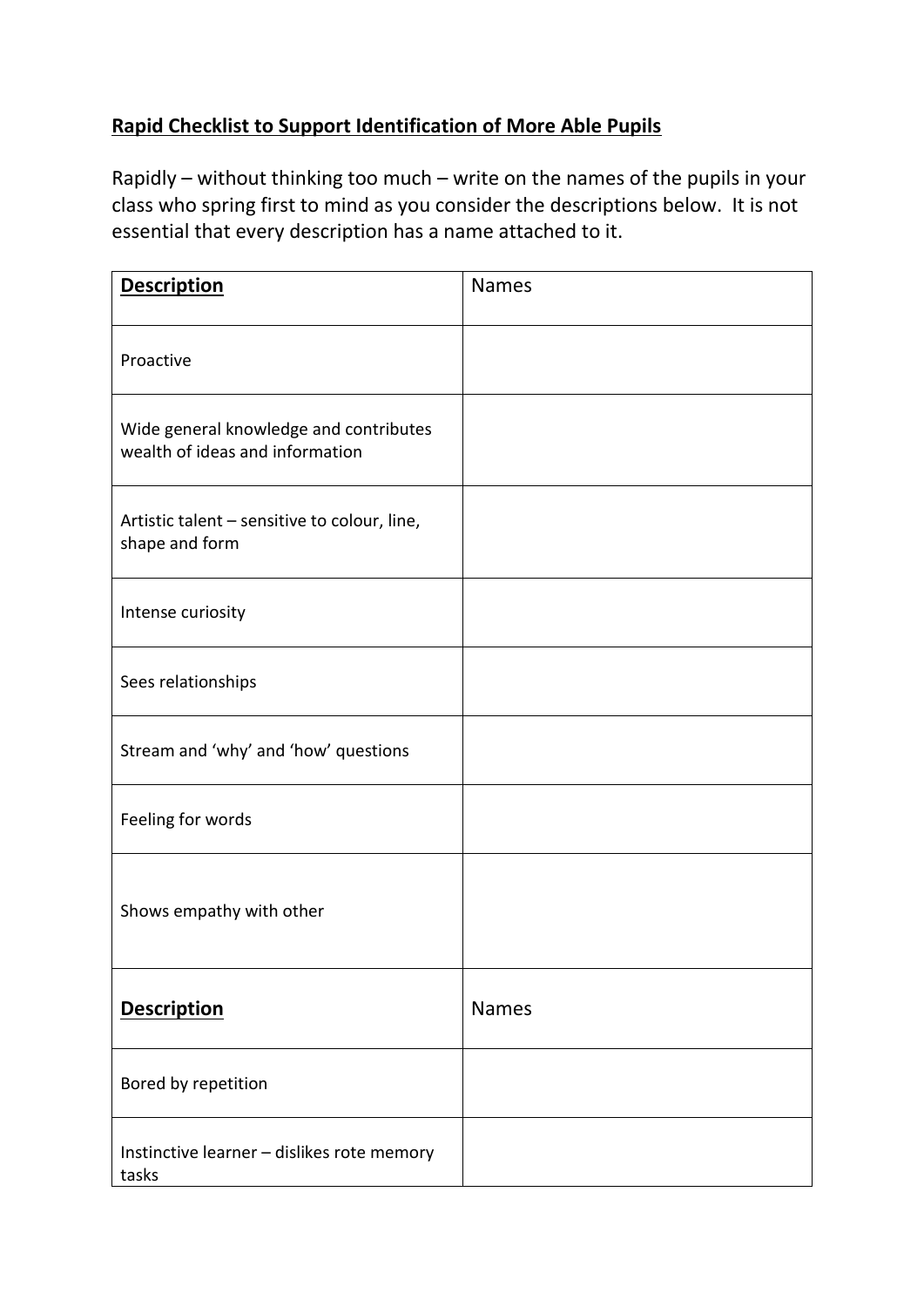**Rapid Checklist to Support Identification of More Able Pupils**

Rapidly – without thinking too much – write on the names of the pupils in your class who spring first to mind as you consider the descriptions below. It is not essential that every description has a name attached to it.

| **Description** | Names |
|---|---|
| Proactive | |
| Wide general knowledge and contributes wealth of ideas and information | |
| Artistic talent – sensitive to colour, line, shape and form | |
| Intense curiosity | |
| Sees relationships | |
| Stream and 'why' and 'how' questions | |
| Feeling for words | |
| Shows empathy with other | |

| **Description** | Names |
|---|---|
| Bored by repetition | |
| Instinctive learner – dislikes rote memory tasks | |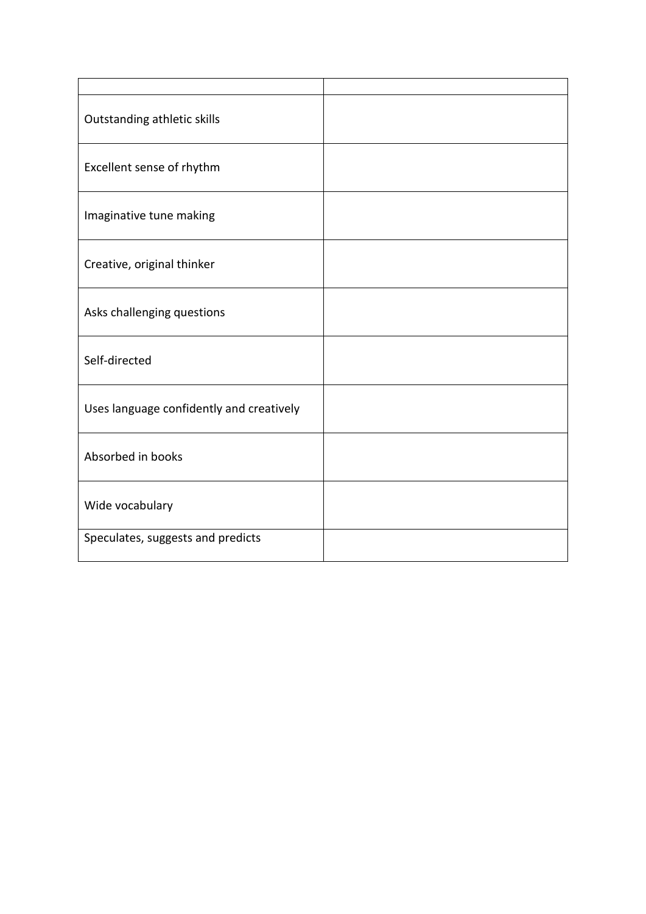| | |
|---|---|
| Outstanding athletic skills | |
| Excellent sense of rhythm | |
| Imaginative tune making | |
| Creative, original thinker | |
| Asks challenging questions | |
| Self-directed | |
| Uses language confidently and creatively | |
| Absorbed in books | |
| Wide vocabulary | |
| Speculates, suggests and predicts | |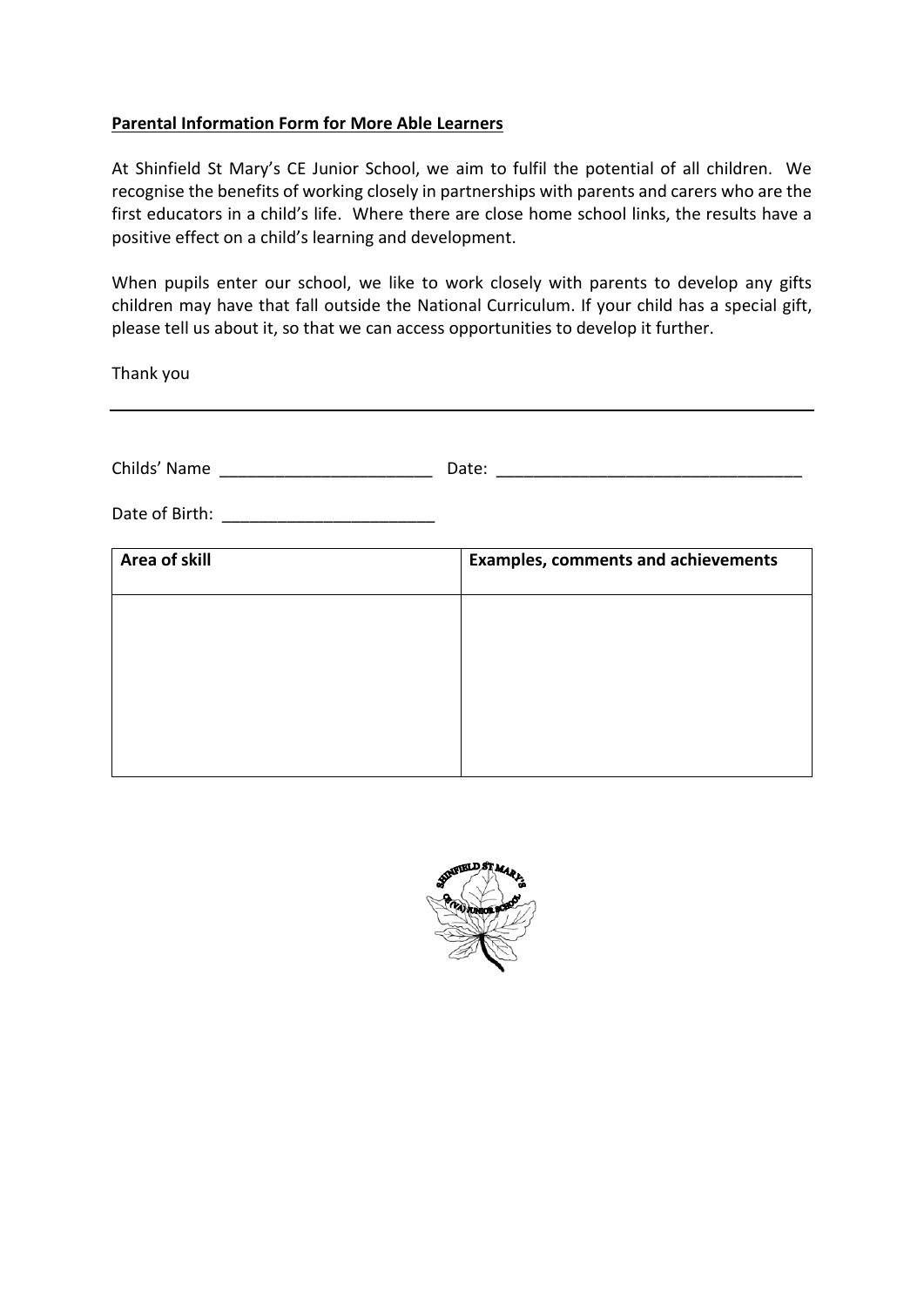**Parental Information Form for More Able Learners**

At Shinfield St Mary's CE Junior School, we aim to fulfil the potential of all children. We recognise the benefits of working closely in partnerships with parents and carers who are the first educators in a child's life. Where there are close home school links, the results have a positive effect on a child's learning and development.

When pupils enter our school, we like to work closely with parents to develop any gifts children may have that fall outside the National Curriculum. If your child has a special gift, please tell us about it, so that we can access opportunities to develop it further.

Thank you

---

Childs' Name ________________________ Date: __________________________________

Date of Birth: ________________________

| Area of skill | Examples, comments and achievements |
|---|---|
| | |